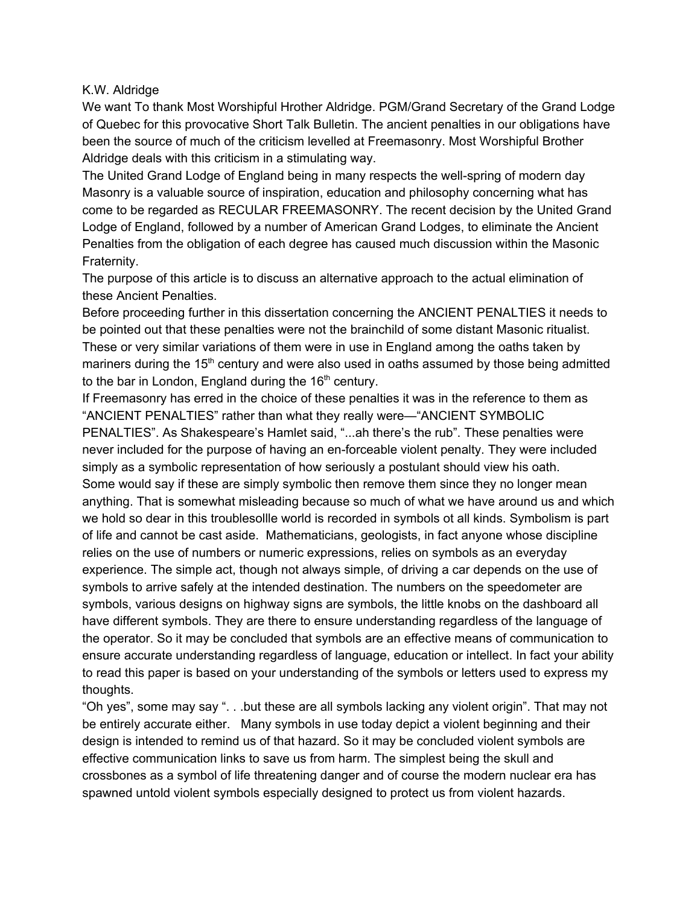K.W. Aldridge

We want To thank Most Worshipful Hrother Aldridge. PGM/Grand Secretary of the Grand Lodge of Quebec for this provocative Short Talk Bulletin. The ancient penalties in our obligations have been the source of much of the criticism levelled at Freemasonry. Most Worshipful Brother Aldridge deals with this criticism in a stimulating way.

The United Grand Lodge of England being in many respects the well-spring of modern day Masonry is a valuable source of inspiration, education and philosophy concerning what has come to be regarded as RECULAR FREEMASONRY. The recent decision by the United Grand Lodge of England, followed by a number of American Grand Lodges, to eliminate the Ancient Penalties from the obligation of each degree has caused much discussion within the Masonic Fraternity.

The purpose of this article is to discuss an alternative approach to the actual elimination of these Ancient Penalties.

Before proceeding further in this dissertation concerning the ANCIENT PENALTIES it needs to be pointed out that these penalties were not the brainchild of some distant Masonic ritualist. These or very similar variations of them were in use in England among the oaths taken by mariners during the 15th century and were also used in oaths assumed by those being admitted to the bar in London, England during the 16th century.

If Freemasonry has erred in the choice of these penalties it was in the reference to them as “ANCIENT PENALTIES” rather than what they really were—“ANCIENT SYMBOLIC PENALTIES”. As Shakespeare’s Hamlet said, “...ah there’s the rub”. These penalties were never included for the purpose of having an en-forceable violent penalty. They were included simply as a symbolic representation of how seriously a postulant should view his oath.

Some would say if these are simply symbolic then remove them since they no longer mean anything. That is somewhat misleading because so much of what we have around us and which we hold so dear in this troublesollle world is recorded in symbols ot all kinds. Symbolism is part of life and cannot be cast aside. Mathematicians, geologists, in fact anyone whose discipline relies on the use of numbers or numeric expressions, relies on symbols as an everyday experience. The simple act, though not always simple, of driving a car depends on the use of symbols to arrive safely at the intended destination. The numbers on the speedometer are symbols, various designs on highway signs are symbols, the little knobs on the dashboard all have different symbols. They are there to ensure understanding regardless of the language of the operator. So it may be concluded that symbols are an effective means of communication to ensure accurate understanding regardless of language, education or intellect. In fact your ability to read this paper is based on your understanding of the symbols or letters used to express my thoughts.

“Oh yes”, some may say “. . .but these are all symbols lacking any violent origin”. That may not be entirely accurate either. Many symbols in use today depict a violent beginning and their design is intended to remind us of that hazard. So it may be concluded violent symbols are effective communication links to save us from harm. The simplest being the skull and crossbones as a symbol of life threatening danger and of course the modern nuclear era has spawned untold violent symbols especially designed to protect us from violent hazards.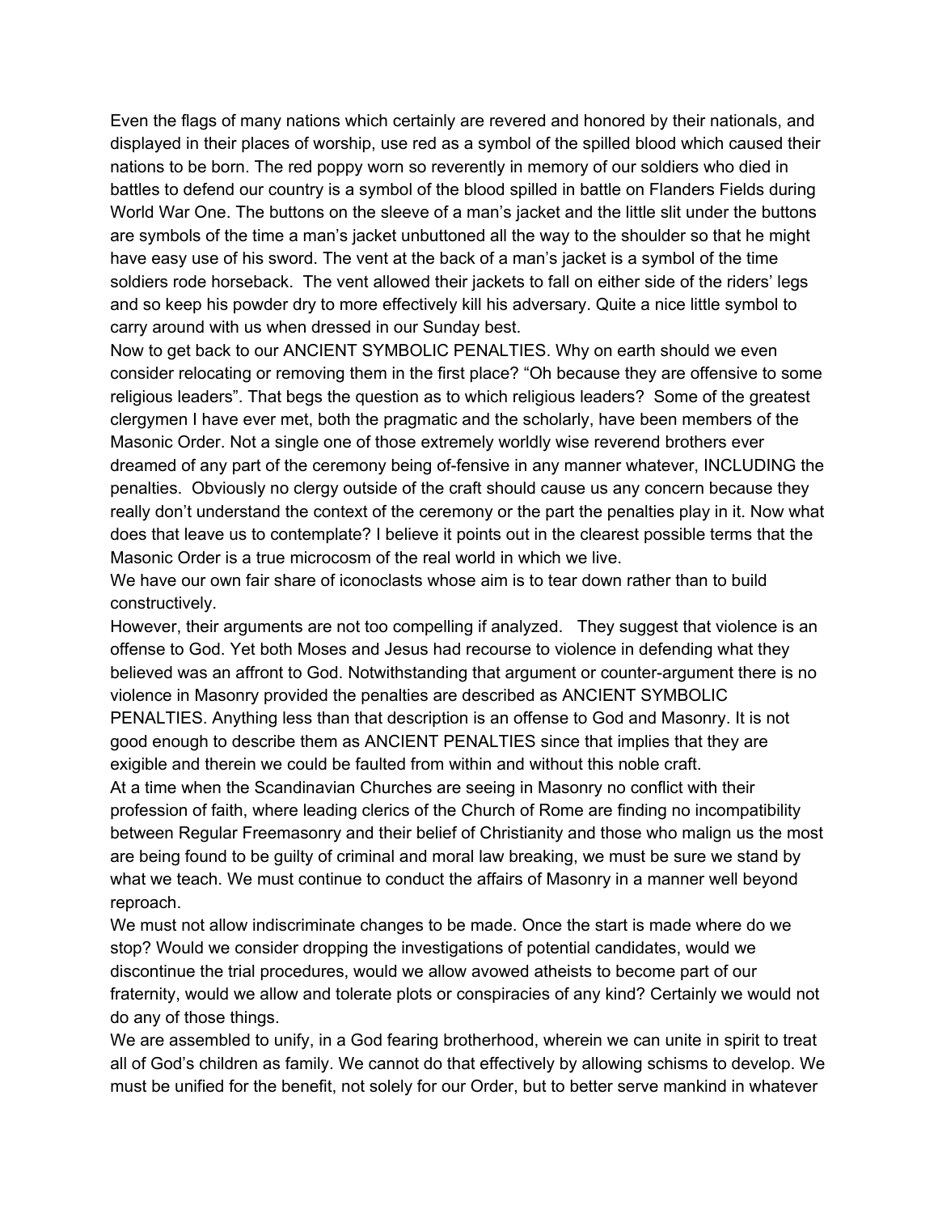Even the flags of many nations which certainly are revered and honored by their nationals, and displayed in their places of worship, use red as a symbol of the spilled blood which caused their nations to be born. The red poppy worn so reverently in memory of our soldiers who died in battles to defend our country is a symbol of the blood spilled in battle on Flanders Fields during World War One. The buttons on the sleeve of a man's jacket and the little slit under the buttons are symbols of the time a man's jacket unbuttoned all the way to the shoulder so that he might have easy use of his sword. The vent at the back of a man's jacket is a symbol of the time soldiers rode horseback. The vent allowed their jackets to fall on either side of the riders' legs and so keep his powder dry to more effectively kill his adversary. Quite a nice little symbol to carry around with us when dressed in our Sunday best.

Now to get back to our ANCIENT SYMBOLIC PENALTIES. Why on earth should we even consider relocating or removing them in the first place? "Oh because they are offensive to some religious leaders". That begs the question as to which religious leaders? Some of the greatest clergymen I have ever met, both the pragmatic and the scholarly, have been members of the Masonic Order. Not a single one of those extremely worldly wise reverend brothers ever dreamed of any part of the ceremony being of-fensive in any manner whatever, INCLUDING the penalties. Obviously no clergy outside of the craft should cause us any concern because they really don't understand the context of the ceremony or the part the penalties play in it. Now what does that leave us to contemplate? I believe it points out in the clearest possible terms that the Masonic Order is a true microcosm of the real world in which we live.

We have our own fair share of iconoclasts whose aim is to tear down rather than to build constructively.

However, their arguments are not too compelling if analyzed. They suggest that violence is an offense to God. Yet both Moses and Jesus had recourse to violence in defending what they believed was an affront to God. Notwithstanding that argument or counter-argument there is no violence in Masonry provided the penalties are described as ANCIENT SYMBOLIC PENALTIES. Anything less than that description is an offense to God and Masonry. It is not good enough to describe them as ANCIENT PENALTIES since that implies that they are exigible and therein we could be faulted from within and without this noble craft.

At a time when the Scandinavian Churches are seeing in Masonry no conflict with their profession of faith, where leading clerics of the Church of Rome are finding no incompatibility between Regular Freemasonry and their belief of Christianity and those who malign us the most are being found to be guilty of criminal and moral law breaking, we must be sure we stand by what we teach. We must continue to conduct the affairs of Masonry in a manner well beyond reproach.

We must not allow indiscriminate changes to be made. Once the start is made where do we stop? Would we consider dropping the investigations of potential candidates, would we discontinue the trial procedures, would we allow avowed atheists to become part of our fraternity, would we allow and tolerate plots or conspiracies of any kind? Certainly we would not do any of those things.

We are assembled to unify, in a God fearing brotherhood, wherein we can unite in spirit to treat all of God's children as family. We cannot do that effectively by allowing schisms to develop. We must be unified for the benefit, not solely for our Order, but to better serve mankind in whatever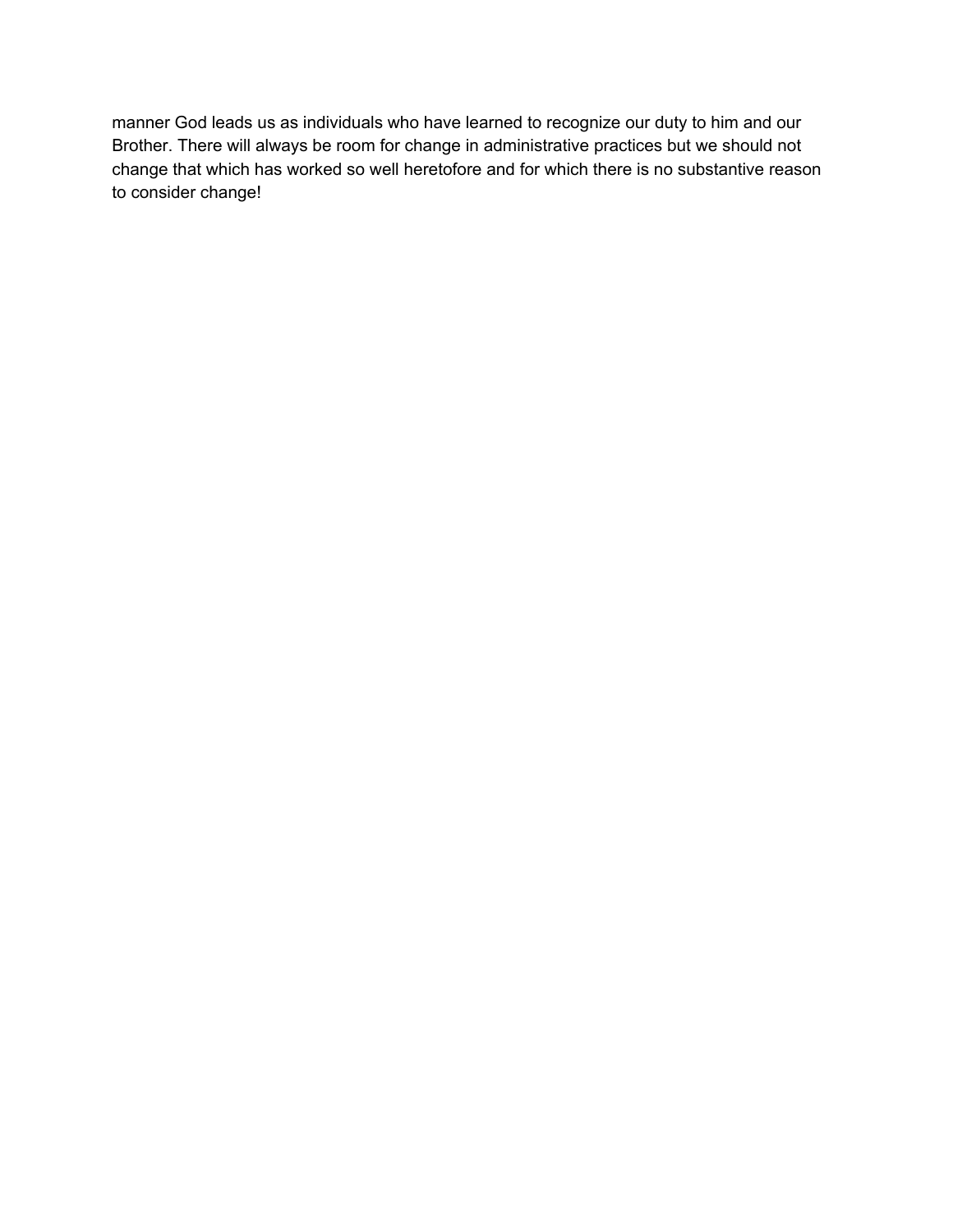manner God leads us as individuals who have learned to recognize our duty to him and our Brother. There will always be room for change in administrative practices but we should not change that which has worked so well heretofore and for which there is no substantive reason to consider change!